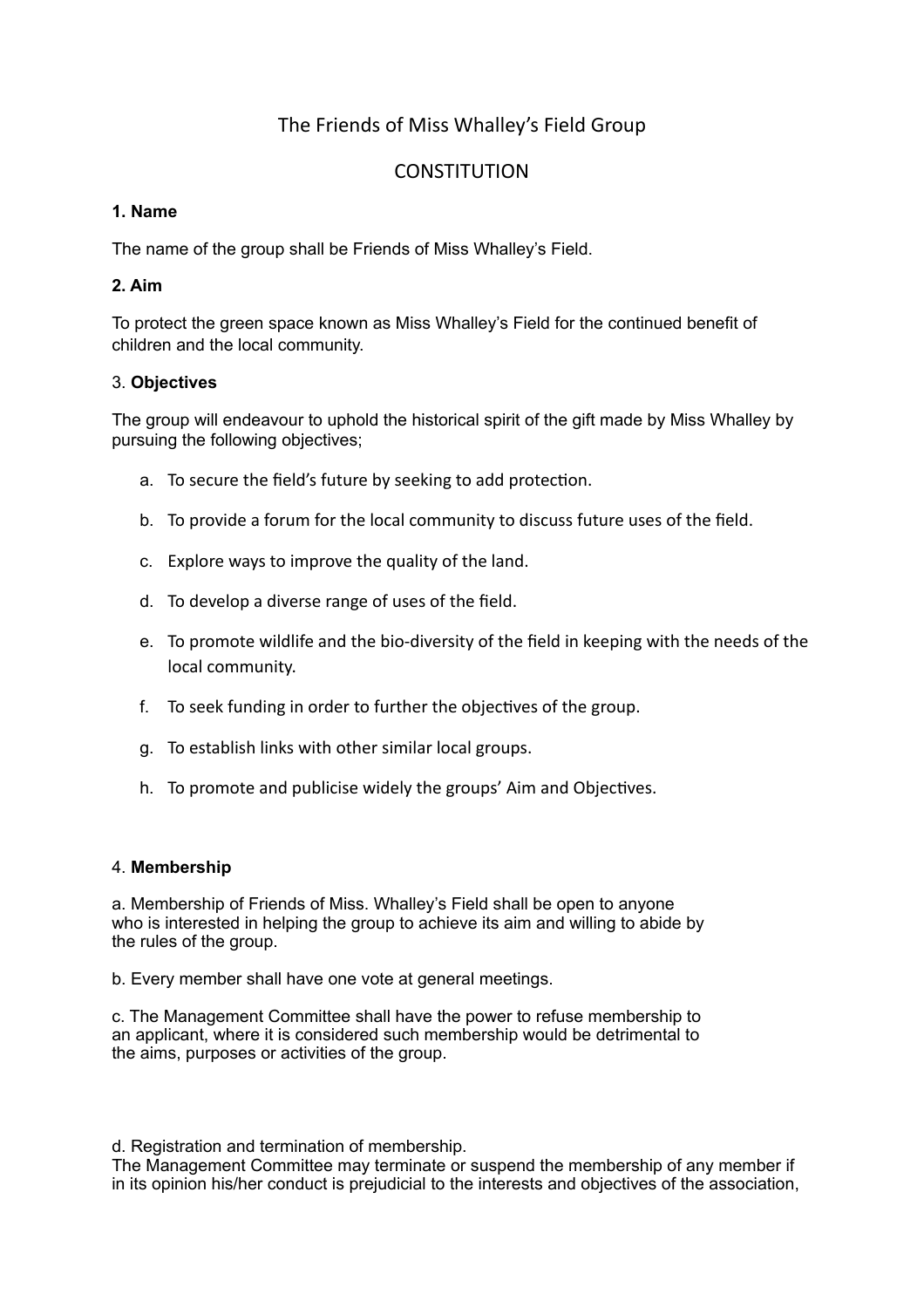# The Friends of Miss Whalley's Field Group

## CONSTITUTION

### 1. Name

The name of the group shall be Friends of Miss Whalley's Field.

### 2. Aim

To protect the green space known as Miss Whalley's Field for the continued benefit of children and the local community.

### 3. **Objectives**

The group will endeavour to uphold the historical spirit of the gift made by Miss Whalley by pursuing the following objectives;

a. To secure the field's future by seeking to add protection.

b. To provide a forum for the local community to discuss future uses of the field.

c. Explore ways to improve the quality of the land.

d. To develop a diverse range of uses of the field.

e. To promote wildlife and the bio-diversity of the field in keeping with the needs of the local community.

f. To seek funding in order to further the objectives of the group.

g. To establish links with other similar local groups.

h. To promote and publicise widely the groups' Aim and Objectives.

### 4. **Membership**

a. Membership of Friends of Miss. Whalley's Field shall be open to anyone who is interested in helping the group to achieve its aim and willing to abide by the rules of the group.

b. Every member shall have one vote at general meetings.

c. The Management Committee shall have the power to refuse membership to an applicant, where it is considered such membership would be detrimental to the aims, purposes or activities of the group.

d. Registration and termination of membership.
The Management Committee may terminate or suspend the membership of any member if in its opinion his/her conduct is prejudicial to the interests and objectives of the association,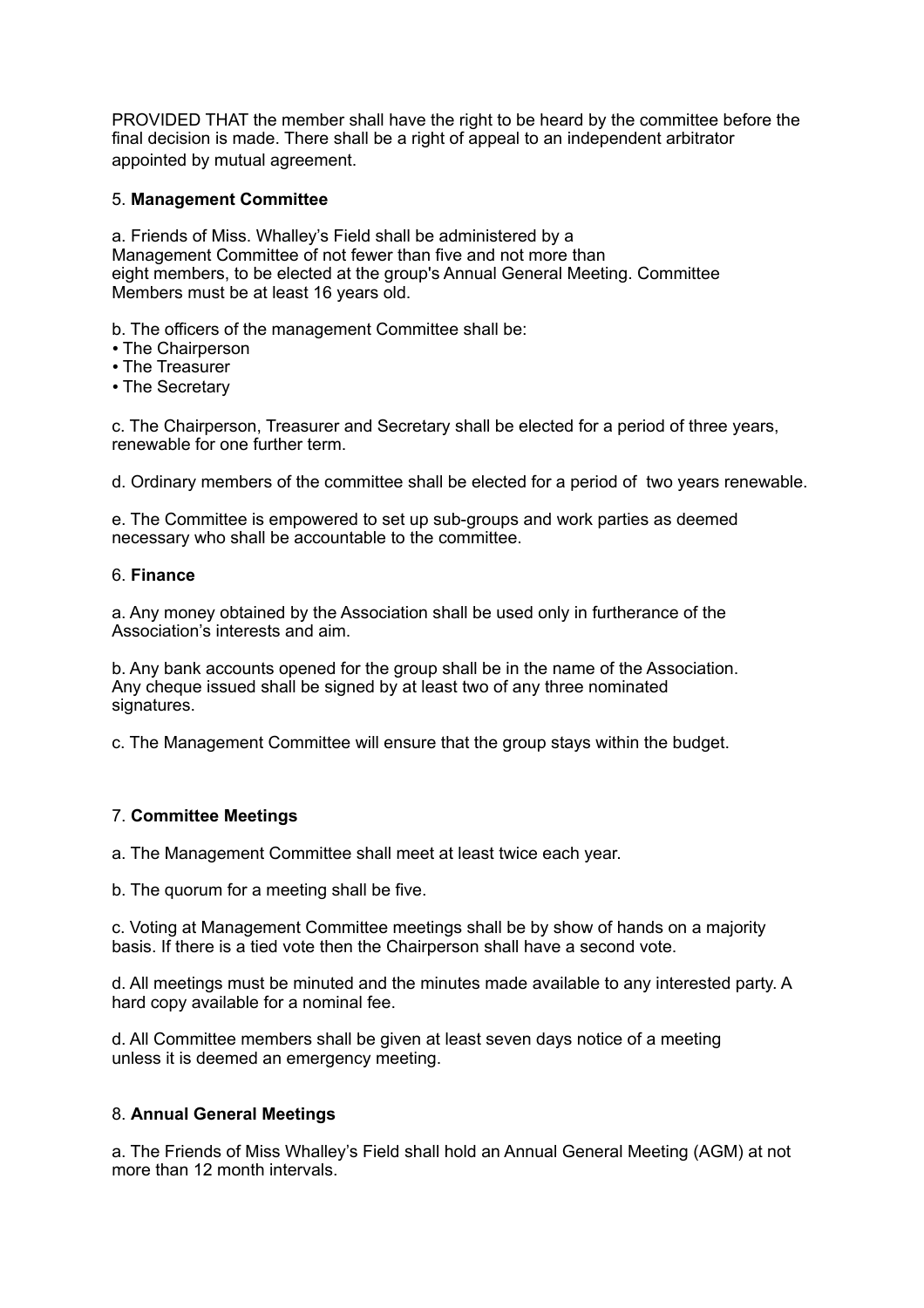PROVIDED THAT the member shall have the right to be heard by the committee before the final decision is made. There shall be a right of appeal to an independent arbitrator appointed by mutual agreement.

5. **Management Committee**

a. Friends of Miss. Whalley's Field shall be administered by a Management Committee of not fewer than five and not more than eight members, to be elected at the group's Annual General Meeting. Committee Members must be at least 16 years old.

b. The officers of the management Committee shall be:
- The Chairperson
- The Treasurer
- The Secretary

c. The Chairperson, Treasurer and Secretary shall be elected for a period of three years, renewable for one further term.

d. Ordinary members of the committee shall be elected for a period of two years renewable.

e. The Committee is empowered to set up sub-groups and work parties as deemed necessary who shall be accountable to the committee.

6. **Finance**

a. Any money obtained by the Association shall be used only in furtherance of the Association's interests and aim.

b. Any bank accounts opened for the group shall be in the name of the Association. Any cheque issued shall be signed by at least two of any three nominated signatures.

c. The Management Committee will ensure that the group stays within the budget.

7. **Committee Meetings**

a. The Management Committee shall meet at least twice each year.

b. The quorum for a meeting shall be five.

c. Voting at Management Committee meetings shall be by show of hands on a majority basis. If there is a tied vote then the Chairperson shall have a second vote.

d. All meetings must be minuted and the minutes made available to any interested party. A hard copy available for a nominal fee.

d. All Committee members shall be given at least seven days notice of a meeting unless it is deemed an emergency meeting.

8. **Annual General Meetings**

a. The Friends of Miss Whalley's Field shall hold an Annual General Meeting (AGM) at not more than 12 month intervals.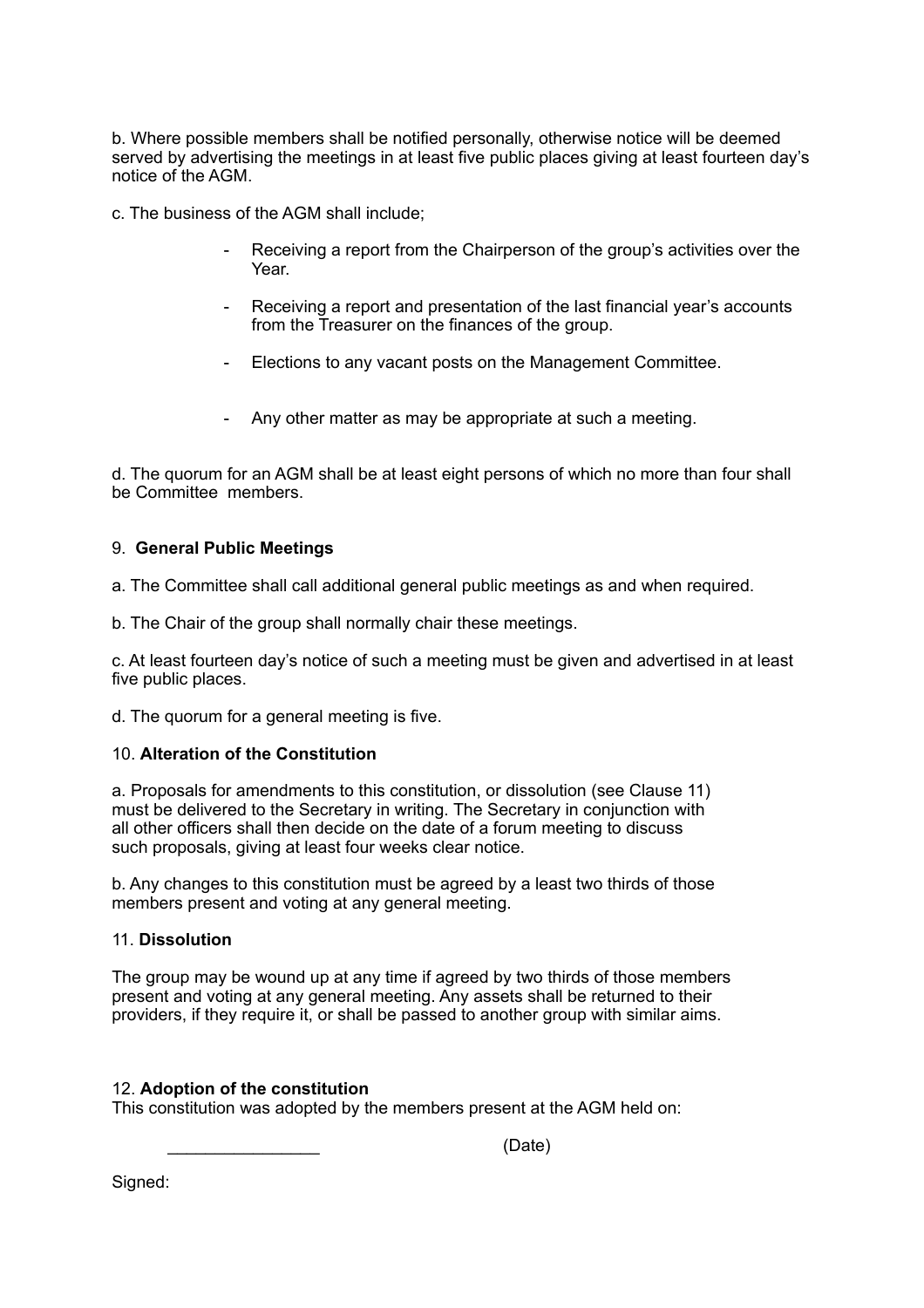b. Where possible members shall be notified personally, otherwise notice will be deemed served by advertising the meetings in at least five public places giving at least fourteen day's notice of the AGM.

c. The business of the AGM shall include;

- Receiving a report from the Chairperson of the group's activities over the Year.
- Receiving a report and presentation of the last financial year's accounts from the Treasurer on the finances of the group.
- Elections to any vacant posts on the Management Committee.
- Any other matter as may be appropriate at such a meeting.

d. The quorum for an AGM shall be at least eight persons of which no more than four shall be Committee members.

## 9. **General Public Meetings**

a. The Committee shall call additional general public meetings as and when required.

b. The Chair of the group shall normally chair these meetings.

c. At least fourteen day's notice of such a meeting must be given and advertised in at least five public places.

d. The quorum for a general meeting is five.

## 10. **Alteration of the Constitution**

a. Proposals for amendments to this constitution, or dissolution (see Clause 11) must be delivered to the Secretary in writing. The Secretary in conjunction with all other officers shall then decide on the date of a forum meeting to discuss such proposals, giving at least four weeks clear notice.

b. Any changes to this constitution must be agreed by a least two thirds of those members present and voting at any general meeting.

## 11. **Dissolution**

The group may be wound up at any time if agreed by two thirds of those members present and voting at any general meeting. Any assets shall be returned to their providers, if they require it, or shall be passed to another group with similar aims.

## 12. **Adoption of the constitution**

This constitution was adopted by the members present at the AGM held on:

________________ (Date)

Signed: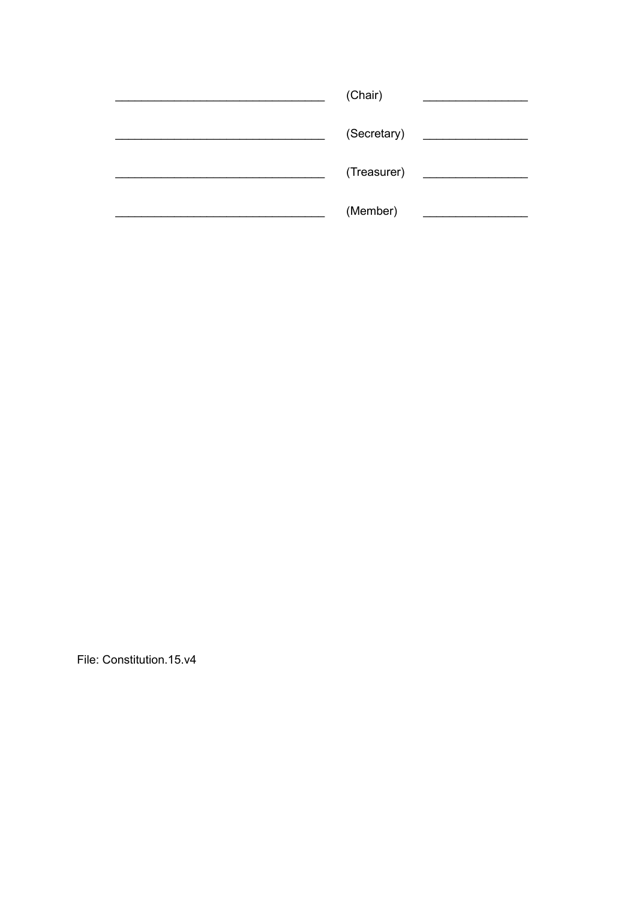________________________________ (Chair) _______________

________________________________ (Secretary) _______________

________________________________ (Treasurer) _______________

________________________________ (Member) _______________

File: Constitution.15.v4